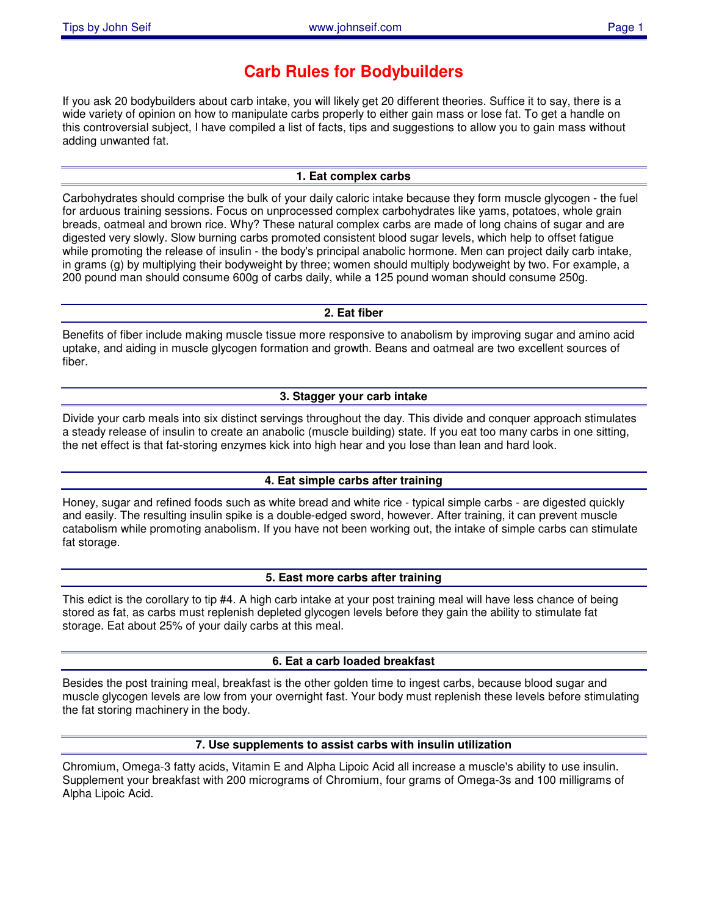# Carb Rules for Bodybuilders

If you ask 20 bodybuilders about carb intake, you will likely get 20 different theories. Suffice it to say, there is a wide variety of opinion on how to manipulate carbs properly to either gain mass or lose fat. To get a handle on this controversial subject, I have compiled a list of facts, tips and suggestions to allow you to gain mass without adding unwanted fat.

## 1. Eat complex carbs

Carbohydrates should comprise the bulk of your daily caloric intake because they form muscle glycogen - the fuel for arduous training sessions. Focus on unprocessed complex carbohydrates like yams, potatoes, whole grain breads, oatmeal and brown rice. Why? These natural complex carbs are made of long chains of sugar and are digested very slowly. Slow burning carbs promoted consistent blood sugar levels, which help to offset fatigue while promoting the release of insulin - the body's principal anabolic hormone. Men can project daily carb intake, in grams (g) by multiplying their bodyweight by three; women should multiply bodyweight by two. For example, a 200 pound man should consume 600g of carbs daily, while a 125 pound woman should consume 250g.

## 2. Eat fiber

Benefits of fiber include making muscle tissue more responsive to anabolism by improving sugar and amino acid uptake, and aiding in muscle glycogen formation and growth. Beans and oatmeal are two excellent sources of fiber.

## 3. Stagger your carb intake

Divide your carb meals into six distinct servings throughout the day. This divide and conquer approach stimulates a steady release of insulin to create an anabolic (muscle building) state. If you eat too many carbs in one sitting, the net effect is that fat-storing enzymes kick into high hear and you lose than lean and hard look.

## 4. Eat simple carbs after training

Honey, sugar and refined foods such as white bread and white rice - typical simple carbs - are digested quickly and easily. The resulting insulin spike is a double-edged sword, however. After training, it can prevent muscle catabolism while promoting anabolism. If you have not been working out, the intake of simple carbs can stimulate fat storage.

## 5. East more carbs after training

This edict is the corollary to tip #4. A high carb intake at your post training meal will have less chance of being stored as fat, as carbs must replenish depleted glycogen levels before they gain the ability to stimulate fat storage. Eat about 25% of your daily carbs at this meal.

## 6. Eat a carb loaded breakfast

Besides the post training meal, breakfast is the other golden time to ingest carbs, because blood sugar and muscle glycogen levels are low from your overnight fast. Your body must replenish these levels before stimulating the fat storing machinery in the body.

## 7. Use supplements to assist carbs with insulin utilization

Chromium, Omega-3 fatty acids, Vitamin E and Alpha Lipoic Acid all increase a muscle's ability to use insulin. Supplement your breakfast with 200 micrograms of Chromium, four grams of Omega-3s and 100 milligrams of Alpha Lipoic Acid.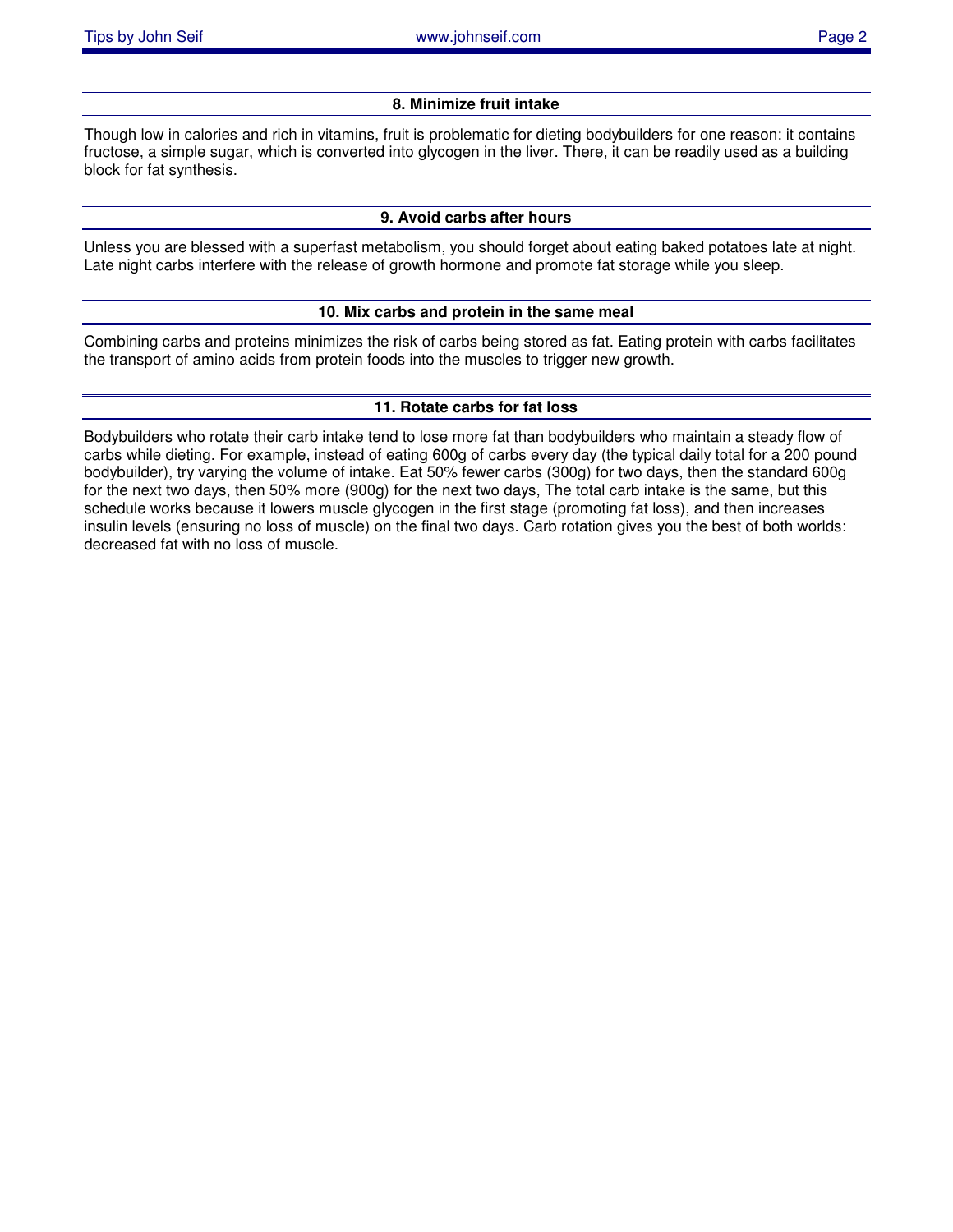### 8. Minimize fruit intake

Though low in calories and rich in vitamins, fruit is problematic for dieting bodybuilders for one reason: it contains fructose, a simple sugar, which is converted into glycogen in the liver. There, it can be readily used as a building block for fat synthesis.

### 9. Avoid carbs after hours

Unless you are blessed with a superfast metabolism, you should forget about eating baked potatoes late at night. Late night carbs interfere with the release of growth hormone and promote fat storage while you sleep.

### 10. Mix carbs and protein in the same meal

Combining carbs and proteins minimizes the risk of carbs being stored as fat. Eating protein with carbs facilitates the transport of amino acids from protein foods into the muscles to trigger new growth.

### 11. Rotate carbs for fat loss

Bodybuilders who rotate their carb intake tend to lose more fat than bodybuilders who maintain a steady flow of carbs while dieting. For example, instead of eating 600g of carbs every day (the typical daily total for a 200 pound bodybuilder), try varying the volume of intake. Eat 50% fewer carbs (300g) for two days, then the standard 600g for the next two days, then 50% more (900g) for the next two days, The total carb intake is the same, but this schedule works because it lowers muscle glycogen in the first stage (promoting fat loss), and then increases insulin levels (ensuring no loss of muscle) on the final two days. Carb rotation gives you the best of both worlds: decreased fat with no loss of muscle.